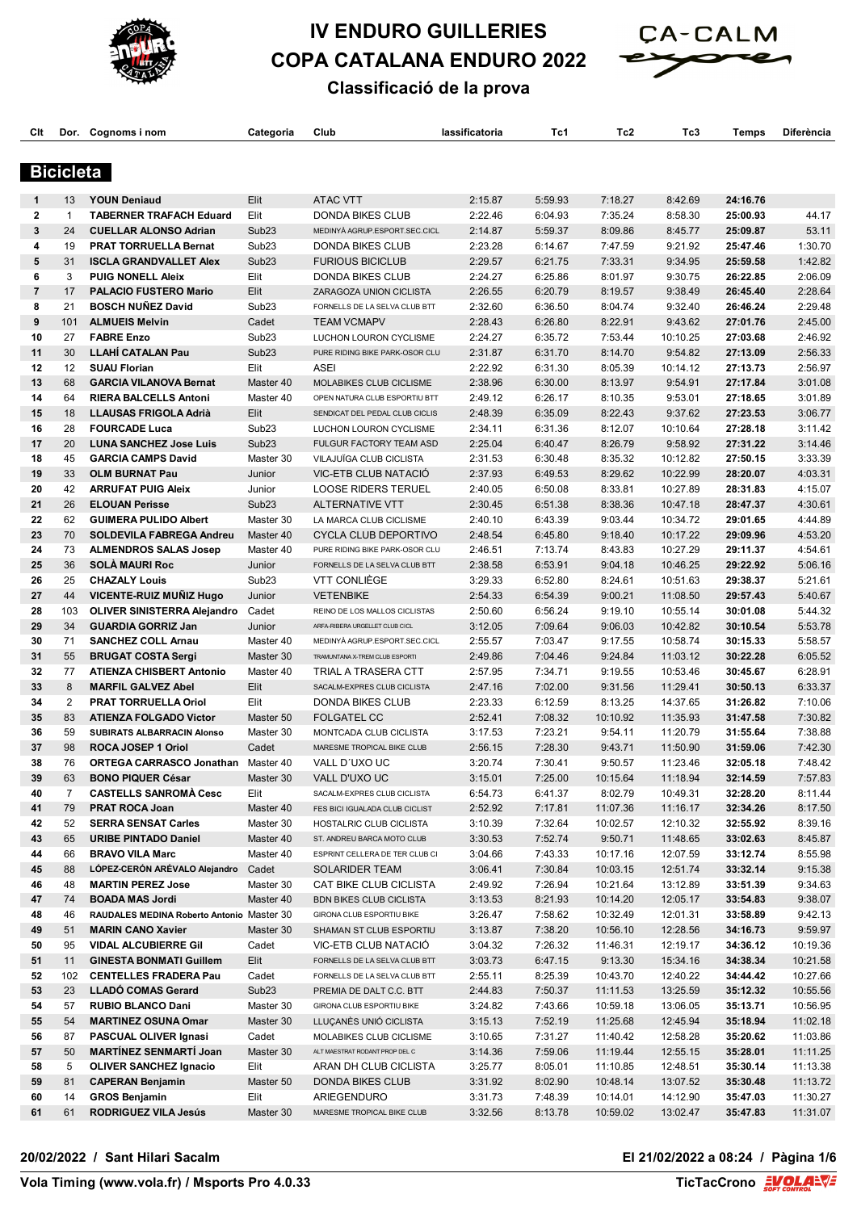# IV ENDURO GUILLERIES
# COPA CATALANA ENDURO 2022
## Classificació de la prova

### Bicicleta

| Clt | Dor. | Cognoms i nom | Categoria | Club | lassificatoria | Tc1 | Tc2 | Tc3 | Temps | Diferència |
|---|---|---|---|---|---|---|---|---|---|---|
| 1 | 13 | **YOUN Deniaud** | Elit | ATAC VTT | 2:15.87 | 5:59.93 | 7:18.27 | 8:42.69 | **24:16.76** | |
| 2 | 1 | **TABERNER TRAFACH Eduard** | Elit | DONDA BIKES CLUB | 2:22.46 | 6:04.93 | 7:35.24 | 8:58.30 | **25:00.93** | 44.17 |
| 3 | 24 | **CUELLAR ALONSO Adrian** | Sub23 | MEDINYÀ AGRUP.ESPORT.SEC.CICL | 2:14.87 | 5:59.37 | 8:09.86 | 8:45.77 | **25:09.87** | 53.11 |
| 4 | 19 | **PRAT TORRUELLA Bernat** | Sub23 | DONDA BIKES CLUB | 2:23.28 | 6:14.67 | 7:47.59 | 9:21.92 | **25:47.46** | 1:30.70 |
| 5 | 31 | **ISCLA GRANDVALLET Alex** | Sub23 | FURIOUS BICICLUB | 2:29.57 | 6:21.75 | 7:33.31 | 9:34.95 | **25:59.58** | 1:42.82 |
| 6 | 3 | **PUIG NONELL Aleix** | Elit | DONDA BIKES CLUB | 2:24.27 | 6:25.86 | 8:01.97 | 9:30.75 | **26:22.85** | 2:06.09 |
| 7 | 17 | **PALACIO FUSTERO Mario** | Elit | ZARAGOZA UNION CICLISTA | 2:26.55 | 6:20.79 | 8:19.57 | 9:38.49 | **26:45.40** | 2:28.64 |
| 8 | 21 | **BOSCH NUÑEZ David** | Sub23 | FORNELLS DE LA SELVA CLUB BTT | 2:32.60 | 6:36.50 | 8:04.74 | 9:32.40 | **26:46.24** | 2:29.48 |
| 9 | 101 | **ALMUEIS Melvin** | Cadet | TEAM VCMAPV | 2:28.43 | 6:26.80 | 8:22.91 | 9:43.62 | **27:01.76** | 2:45.00 |
| 10 | 27 | **FABRE Enzo** | Sub23 | LUCHON LOURON CYCLISME | 2:24.27 | 6:35.72 | 7:53.44 | 10:10.25 | **27:03.68** | 2:46.92 |
| 11 | 30 | **LLAHÍ CATALAN Pau** | Sub23 | PURE RIDING BIKE PARK-OSOR CLU | 2:31.87 | 6:31.70 | 8:14.70 | 9:54.82 | **27:13.09** | 2:56.33 |
| 12 | 12 | **SUAU Florian** | Elit | ASEI | 2:22.92 | 6:31.30 | 8:05.39 | 10:14.12 | **27:13.73** | 2:56.97 |
| 13 | 68 | **GARCIA VILANOVA Bernat** | Master 40 | MOLABIKES CLUB CICLISME | 2:38.96 | 6:30.00 | 8:13.97 | 9:54.91 | **27:17.84** | 3:01.08 |
| 14 | 64 | **RIERA BALCELLS Antoni** | Master 40 | OPEN NATURA CLUB ESPORTIU BTT | 2:49.12 | 6:26.17 | 8:10.35 | 9:53.01 | **27:18.65** | 3:01.89 |
| 15 | 18 | **LLAUSAS FRIGOLA Adrià** | Elit | SENDICAT DEL PEDAL CLUB CICLIS | 2:48.39 | 6:35.09 | 8:22.43 | 9:37.62 | **27:23.53** | 3:06.77 |
| 16 | 28 | **FOURCADE Luca** | Sub23 | LUCHON LOURON CYCLISME | 2:34.11 | 6:31.36 | 8:12.07 | 10:10.64 | **27:28.18** | 3:11.42 |
| 17 | 20 | **LUNA SANCHEZ Jose Luis** | Sub23 | FULGUR FACTORY TEAM ASD | 2:25.04 | 6:40.47 | 8:26.79 | 9:58.92 | **27:31.22** | 3:14.46 |
| 18 | 45 | **GARCIA CAMPS David** | Master 30 | VILAJUÏGA CLUB CICLISTA | 2:31.53 | 6:30.48 | 8:35.32 | 10:12.82 | **27:50.15** | 3:33.39 |
| 19 | 33 | **OLM BURNAT Pau** | Junior | VIC-ETB CLUB NATACIÓ | 2:37.93 | 6:49.53 | 8:29.62 | 10:22.99 | **28:20.07** | 4:03.31 |
| 20 | 42 | **ARRUFAT PUIG Aleix** | Junior | LOOSE RIDERS TERUEL | 2:40.05 | 6:50.08 | 8:33.81 | 10:27.89 | **28:31.83** | 4:15.07 |
| 21 | 26 | **ELOUAN Perisse** | Sub23 | ALTERNATIVE VTT | 2:30.45 | 6:51.38 | 8:38.36 | 10:47.18 | **28:47.37** | 4:30.61 |
| 22 | 62 | **GUIMERA PULIDO Albert** | Master 30 | LA MARCA CLUB CICLISME | 2:40.10 | 6:43.39 | 9:03.44 | 10:34.72 | **29:01.65** | 4:44.89 |
| 23 | 70 | **SOLDEVILA FABREGA Andreu** | Master 40 | CYCLA CLUB DEPORTIVO | 2:48.54 | 6:45.80 | 9:18.40 | 10:17.22 | **29:09.96** | 4:53.20 |
| 24 | 73 | **ALMENDROS SALAS Josep** | Master 40 | PURE RIDING BIKE PARK-OSOR CLU | 2:46.51 | 7:13.74 | 8:43.83 | 10:27.29 | **29:11.37** | 4:54.61 |
| 25 | 36 | **SOLÀ MAURI Roc** | Junior | FORNELLS DE LA SELVA CLUB BTT | 2:38.58 | 6:53.91 | 9:04.18 | 10:46.25 | **29:22.92** | 5:06.16 |
| 26 | 25 | **CHAZALY Louis** | Sub23 | VTT CONLIÈGE | 3:29.33 | 6:52.80 | 8:24.61 | 10:51.63 | **29:38.37** | 5:21.61 |
| 27 | 44 | **VICENTE-RUIZ MUÑIZ Hugo** | Junior | VETENBIKE | 2:54.33 | 6:54.39 | 9:00.21 | 11:08.50 | **29:57.43** | 5:40.67 |
| 28 | 103 | **OLIVER SINISTERRA Alejandro** | Cadet | REINO DE LOS MALLOS CICLISTAS | 2:50.60 | 6:56.24 | 9:19.10 | 10:55.14 | **30:01.08** | 5:44.32 |
| 29 | 34 | **GUARDIA GORRIZ Jan** | Junior | ARFA-RIBERA URGELLET CLUB CICL | 3:12.05 | 7:09.64 | 9:06.03 | 10:42.82 | **30:10.54** | 5:53.78 |
| 30 | 71 | **SANCHEZ COLL Arnau** | Master 40 | MEDINYÀ AGRUP.ESPORT.SEC.CICL | 2:55.57 | 7:03.47 | 9:17.55 | 10:58.74 | **30:15.33** | 5:58.57 |
| 31 | 55 | **BRUGAT COSTA Sergi** | Master 30 | TRAMUNTANA X-TREM CLUB ESPORTI | 2:49.86 | 7:04.46 | 9:24.84 | 11:03.12 | **30:22.28** | 6:05.52 |
| 32 | 77 | **ATIENZA CHISBERT Antonio** | Master 40 | TRIAL A TRASERA CTT | 2:57.95 | 7:34.71 | 9:19.55 | 10:53.46 | **30:45.67** | 6:28.91 |
| 33 | 8 | **MARFIL GALVEZ Abel** | Elit | SACALM-EXPRES CLUB CICLISTA | 2:47.16 | 7:02.00 | 9:31.56 | 11:29.41 | **30:50.13** | 6:33.37 |
| 34 | 2 | **PRAT TORRUELLA Oriol** | Elit | DONDA BIKES CLUB | 2:23.33 | 6:12.59 | 8:13.25 | 14:37.65 | **31:26.82** | 7:10.06 |
| 35 | 83 | **ATIENZA FOLGADO Victor** | Master 50 | FOLGATEL CC | 2:52.41 | 7:08.32 | 10:10.92 | 11:35.93 | **31:47.58** | 7:30.82 |
| 36 | 59 | **SUBIRATS ALBARRACIN Alonso** | Master 30 | MONTCADA CLUB CICLISTA | 3:17.53 | 7:23.21 | 9:54.11 | 11:20.79 | **31:55.64** | 7:38.88 |
| 37 | 98 | **ROCA JOSEP 1 Oriol** | Cadet | MARESME TROPICAL BIKE CLUB | 2:56.15 | 7:28.30 | 9:43.71 | 11:50.90 | **31:59.06** | 7:42.30 |
| 38 | 76 | **ORTEGA CARRASCO Jonathan** | Master 40 | VALL D´UXO UC | 3:20.74 | 7:30.41 | 9:50.57 | 11:23.46 | **32:05.18** | 7:48.42 |
| 39 | 63 | **BONO PIQUER César** | Master 30 | VALL D'UXO UC | 3:15.01 | 7:25.00 | 10:15.64 | 11:18.94 | **32:14.59** | 7:57.83 |
| 40 | 7 | **CASTELLS SANROMÀ Cesc** | Elit | SACALM-EXPRES CLUB CICLISTA | 6:54.73 | 6:41.37 | 8:02.79 | 10:49.31 | **32:28.20** | 8:11.44 |
| 41 | 79 | **PRAT ROCA Joan** | Master 40 | FES BICI IGUALADA CLUB CICLIST | 2:52.92 | 7:17.81 | 11:07.36 | 11:16.17 | **32:34.26** | 8:17.50 |
| 42 | 52 | **SERRA SENSAT Carles** | Master 30 | HOSTALRIC CLUB CICLISTA | 3:10.39 | 7:32.64 | 10:02.57 | 12:10.32 | **32:55.92** | 8:39.16 |
| 43 | 65 | **URIBE PINTADO Daniel** | Master 40 | ST. ANDREU BARCA MOTO CLUB | 3:30.53 | 7:52.74 | 9:50.71 | 11:48.65 | **33:02.63** | 8:45.87 |
| 44 | 66 | **BRAVO VILA Marc** | Master 40 | ESPRINT CELLERA DE TER CLUB CI | 3:04.66 | 7:43.33 | 10:17.16 | 12:07.59 | **33:12.74** | 8:55.98 |
| 45 | 88 | **LÓPEZ-CERÓN ARÉVALO Alejandro** | Cadet | SOLARIDER TEAM | 3:06.41 | 7:30.84 | 10:03.15 | 12:51.74 | **33:32.14** | 9:15.38 |
| 46 | 48 | **MARTIN PEREZ Jose** | Master 30 | CAT BIKE CLUB CICLISTA | 2:49.92 | 7:26.94 | 10:21.64 | 13:12.89 | **33:51.39** | 9:34.63 |
| 47 | 74 | **BOADA MAS Jordi** | Master 40 | BDN BIKES CLUB CICLISTA | 3:13.53 | 8:21.93 | 10:14.20 | 12:05.17 | **33:54.83** | 9:38.07 |
| 48 | 46 | **RAUDALES MEDINA Roberto Antonio** | Master 30 | GIRONA CLUB ESPORTIU BIKE | 3:26.47 | 7:58.62 | 10:32.49 | 12:01.31 | **33:58.89** | 9:42.13 |
| 49 | 51 | **MARIN CANO Xavier** | Master 30 | SHAMAN ST CLUB ESPORTIU | 3:13.87 | 7:38.20 | 10:56.10 | 12:28.56 | **34:16.73** | 9:59.97 |
| 50 | 95 | **VIDAL ALCUBIERRE Gil** | Cadet | VIC-ETB CLUB NATACIÓ | 3:04.32 | 7:26.32 | 11:46.31 | 12:19.17 | **34:36.12** | 10:19.36 |
| 51 | 11 | **GINESTA BONMATI Guillem** | Elit | FORNELLS DE LA SELVA CLUB BTT | 3:03.73 | 6:47.15 | 9:13.30 | 15:34.16 | **34:38.34** | 10:21.58 |
| 52 | 102 | **CENTELLES FRADERA Pau** | Cadet | FORNELLS DE LA SELVA CLUB BTT | 2:55.11 | 8:25.39 | 10:43.70 | 12:40.22 | **34:44.42** | 10:27.66 |
| 53 | 23 | **LLADÓ COMAS Gerard** | Sub23 | PREMIA DE DALT C.C. BTT | 2:44.83 | 7:50.37 | 11:11.53 | 13:25.59 | **35:12.32** | 10:55.56 |
| 54 | 57 | **RUBIO BLANCO Dani** | Master 30 | GIRONA CLUB ESPORTIU BIKE | 3:24.82 | 7:43.66 | 10:59.18 | 13:06.05 | **35:13.71** | 10:56.95 |
| 55 | 54 | **MARTINEZ OSUNA Omar** | Master 30 | LLUÇANÈS UNIÓ CICLISTA | 3:15.13 | 7:52.19 | 11:25.68 | 12:45.94 | **35:18.94** | 11:02.18 |
| 56 | 87 | **PASCUAL OLIVER Ignasi** | Cadet | MOLABIKES CLUB CICLISME | 3:10.65 | 7:31.27 | 11:40.42 | 12:58.28 | **35:20.62** | 11:03.86 |
| 57 | 50 | **MARTÍNEZ SENMARTÍ Joan** | Master 30 | ALT MAESTRAT RODANT PROP DEL C | 3:14.36 | 7:59.06 | 11:19.44 | 12:55.15 | **35:28.01** | 11:11.25 |
| 58 | 5 | **OLIVER SANCHEZ Ignacio** | Elit | ARAN DH CLUB CICLISTA | 3:25.77 | 8:05.01 | 11:10.85 | 12:48.51 | **35:30.14** | 11:13.38 |
| 59 | 81 | **CAPERAN Benjamin** | Master 50 | DONDA BIKES CLUB | 3:31.92 | 8:02.90 | 10:48.14 | 13:07.52 | **35:30.48** | 11:13.72 |
| 60 | 14 | **GROS Benjamin** | Elit | ARIEGENDURO | 3:31.73 | 7:48.39 | 10:14.01 | 14:12.90 | **35:47.03** | 11:30.27 |
| 61 | 61 | **RODRIGUEZ VILA Jesús** | Master 30 | MARESME TROPICAL BIKE CLUB | 3:32.56 | 8:13.78 | 10:59.02 | 13:02.47 | **35:47.83** | 11:31.07 |

**20/02/2022 / Sant Hilari Sacalm** — **El 21/02/2022 a 08:24**

**Vola Timing (www.vola.fr) / Msports Pro 4.0.33** — **TicTacCrono**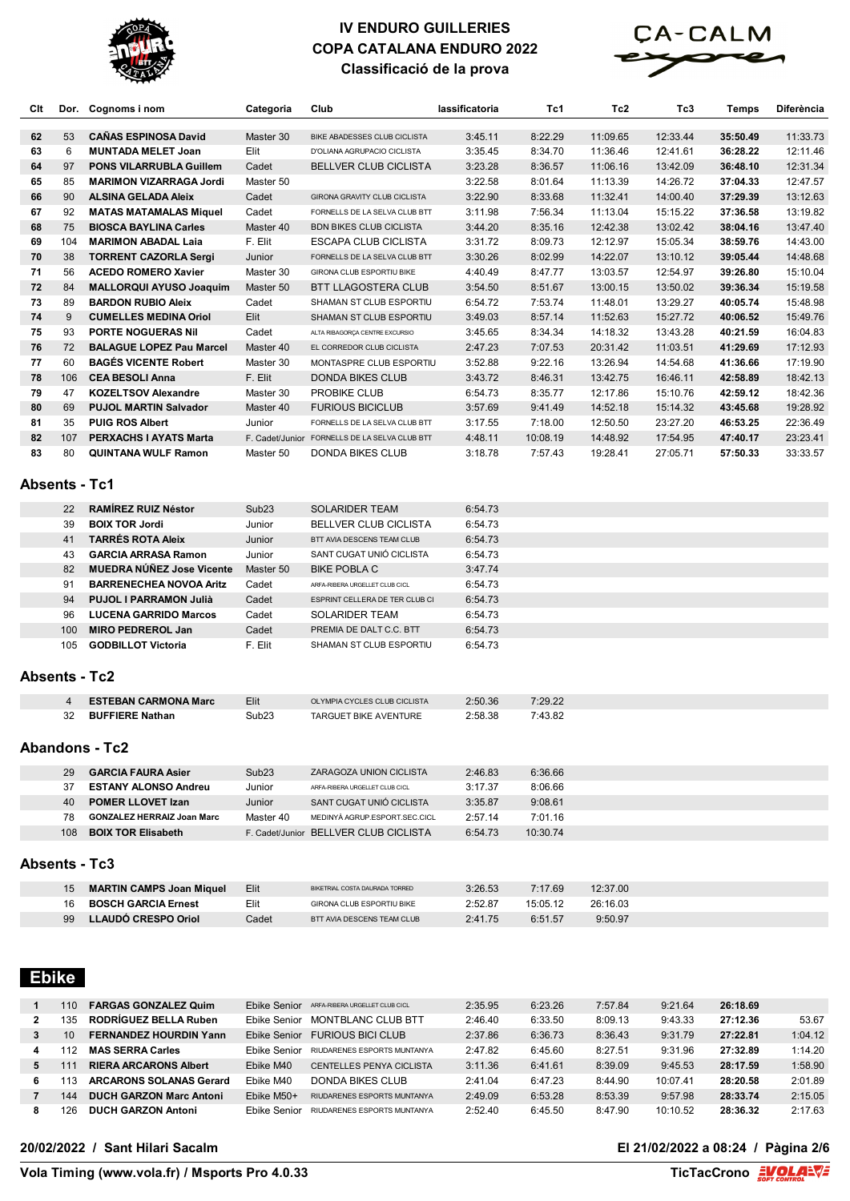# IV ENDURO GUILLERIES
## COPA CATALANA ENDURO 2022
### Classificació de la prova

| Clt | Dor. | Cognoms i nom | Categoria | Club | lassificatoria | Tc1 | Tc2 | Tc3 | Temps | Diferència |
|---|---|---|---|---|---|---|---|---|---|---|
| 62 | 53 | **CAÑAS ESPINOSA David** | Master 30 | BIKE ABADESSES CLUB CICLISTA | 3:45.11 | 8:22.29 | 11:09.65 | 12:33.44 | **35:50.49** | 11:33.73 |
| 63 | 6 | **MUNTADA MELET Joan** | Elit | D'OLIANA AGRUPACIO CICLISTA | 3:35.45 | 8:34.70 | 11:36.46 | 12:41.61 | **36:28.22** | 12:11.46 |
| 64 | 97 | **PONS VILARRUBLA Guillem** | Cadet | BELLVER CLUB CICLISTA | 3:23.28 | 8:36.57 | 11:06.16 | 13:42.09 | **36:48.10** | 12:31.34 |
| 65 | 85 | **MARIMON VIZARRAGA Jordi** | Master 50 | | 3:22.58 | 8:01.64 | 11:13.39 | 14:26.72 | **37:04.33** | 12:47.57 |
| 66 | 90 | **ALSINA GELADA Aleix** | Cadet | GIRONA GRAVITY CLUB CICLISTA | 3:22.90 | 8:33.68 | 11:32.41 | 14:00.40 | **37:29.39** | 13:12.63 |
| 67 | 92 | **MATAS MATAMALAS Miquel** | Cadet | FORNELLS DE LA SELVA CLUB BTT | 3:11.98 | 7:56.34 | 11:13.04 | 15:15.22 | **37:36.58** | 13:19.82 |
| 68 | 75 | **BIOSCA BAYLINA Carles** | Master 40 | BDN BIKES CLUB CICLISTA | 3:44.20 | 8:35.16 | 12:42.38 | 13:02.42 | **38:04.16** | 13:47.40 |
| 69 | 104 | **MARIMON ABADAL Laia** | F. Elit | ESCAPA CLUB CICLISTA | 3:31.72 | 8:09.73 | 12:12.97 | 15:05.34 | **38:59.76** | 14:43.00 |
| 70 | 38 | **TORRENT CAZORLA Sergi** | Junior | FORNELLS DE LA SELVA CLUB BTT | 3:30.26 | 8:02.99 | 14:22.07 | 13:10.12 | **39:05.44** | 14:48.68 |
| 71 | 56 | **ACEDO ROMERO Xavier** | Master 30 | GIRONA CLUB ESPORTIU BIKE | 4:40.49 | 8:47.77 | 13:03.57 | 12:54.97 | **39:26.80** | 15:10.04 |
| 72 | 84 | **MALLORQUI AYUSO Joaquim** | Master 50 | BTT LLAGOSTERA CLUB | 3:54.50 | 8:51.67 | 13:00.15 | 13:50.02 | **39:36.34** | 15:19.58 |
| 73 | 89 | **BARDON RUBIO Aleix** | Cadet | SHAMAN ST CLUB ESPORTIU | 6:54.72 | 7:53.74 | 11:48.01 | 13:29.27 | **40:05.74** | 15:48.98 |
| 74 | 9 | **CUMELLES MEDINA Oriol** | Elit | SHAMAN ST CLUB ESPORTIU | 3:49.03 | 8:57.14 | 11:52.63 | 15:27.72 | **40:06.52** | 15:49.76 |
| 75 | 93 | **PORTE NOGUERAS Nil** | Cadet | ALTA RIBAGORÇA CENTRE EXCURSIO | 3:45.65 | 8:34.34 | 14:18.32 | 13:43.28 | **40:21.59** | 16:04.83 |
| 76 | 72 | **BALAGUE LOPEZ Pau Marcel** | Master 40 | EL CORREDOR CLUB CICLISTA | 2:47.23 | 7:07.53 | 20:31.42 | 11:03.51 | **41:29.69** | 17:12.93 |
| 77 | 60 | **BAGÉS VICENTE Robert** | Master 30 | MONTASPRE CLUB ESPORTIU | 3:52.88 | 9:22.16 | 13:26.94 | 14:54.68 | **41:36.66** | 17:19.90 |
| 78 | 106 | **CEA BESOLI Anna** | F. Elit | DONDA BIKES CLUB | 3:43.72 | 8:46.31 | 13:42.75 | 16:46.11 | **42:58.89** | 18:42.13 |
| 79 | 47 | **KOZELTSOV Alexandre** | Master 30 | PROBIKE CLUB | 6:54.73 | 8:35.77 | 12:17.86 | 15:10.76 | **42:59.12** | 18:42.36 |
| 80 | 69 | **PUJOL MARTIN Salvador** | Master 40 | FURIOUS BICICLUB | 3:57.69 | 9:41.49 | 14:52.18 | 15:14.32 | **43:45.68** | 19:28.92 |
| 81 | 35 | **PUIG ROS Albert** | Junior | FORNELLS DE LA SELVA CLUB BTT | 3:17.55 | 7:18.00 | 12:50.50 | 23:27.20 | **46:53.25** | 22:36.49 |
| 82 | 107 | **PERXACHS I AYATS Marta** | F. Cadet/Junior | FORNELLS DE LA SELVA CLUB BTT | 4:48.11 | 10:08.19 | 14:48.92 | 17:54.95 | **47:40.17** | 23:23.41 |
| 83 | 80 | **QUINTANA WULF Ramon** | Master 50 | DONDA BIKES CLUB | 3:18.78 | 7:57.43 | 19:28.41 | 27:05.71 | **57:50.33** | 33:33.57 |

## Absents - Tc1

| Dor. | Cognoms i nom | Categoria | Club | lassificatoria |
|---|---|---|---|---|
| 22 | **RAMÍREZ RUIZ Néstor** | Sub23 | SOLARIDER TEAM | 6:54.73 |
| 39 | **BOIX TOR Jordi** | Junior | BELLVER CLUB CICLISTA | 6:54.73 |
| 41 | **TARRÉS ROTA Aleix** | Junior | BTT AVIA DESCENS TEAM CLUB | 6:54.73 |
| 43 | **GARCIA ARRASA Ramon** | Junior | SANT CUGAT UNIÓ CICLISTA | 6:54.73 |
| 82 | **MUEDRA NÚÑEZ Jose Vicente** | Master 50 | BIKE POBLA C | 3:47.74 |
| 91 | **BARRENECHEA NOVOA Aritz** | Cadet | ARFA-RIBERA URGELLET CLUB CICL | 6:54.73 |
| 94 | **PUJOL I PARRAMON Julià** | Cadet | ESPRINT CELLERA DE TER CLUB CI | 6:54.73 |
| 96 | **LUCENA GARRIDO Marcos** | Cadet | SOLARIDER TEAM | 6:54.73 |
| 100 | **MIRO PEDREROL Jan** | Cadet | PREMIA DE DALT C.C. BTT | 6:54.73 |
| 105 | **GODBILLOT Victoria** | F. Elit | SHAMAN ST CLUB ESPORTIU | 6:54.73 |

## Absents - Tc2

| Dor. | Cognoms i nom | Categoria | Club | lassificatoria | Tc1 |
|---|---|---|---|---|---|
| 4 | **ESTEBAN CARMONA Marc** | Elit | OLYMPIA CYCLES CLUB CICLISTA | 2:50.36 | 7:29.22 |
| 32 | **BUFFIERE Nathan** | Sub23 | TARGUET BIKE AVENTURE | 2:58.38 | 7:43.82 |

## Abandons - Tc2

| Dor. | Cognoms i nom | Categoria | Club | lassificatoria | Tc1 |
|---|---|---|---|---|---|
| 29 | **GARCIA FAURA Asier** | Sub23 | ZARAGOZA UNION CICLISTA | 2:46.83 | 6:36.66 |
| 37 | **ESTANY ALONSO Andreu** | Junior | ARFA-RIBERA URGELLET CLUB CICL | 3:17.37 | 8:06.66 |
| 40 | **POMER LLOVET Izan** | Junior | SANT CUGAT UNIÓ CICLISTA | 3:35.87 | 9:08.61 |
| 78 | **GONZALEZ HERRAIZ Joan Marc** | Master 40 | MEDINYÀ AGRUP.ESPORT.SEC.CICL | 2:57.14 | 7:01.16 |
| 108 | **BOIX TOR Elisabeth** | F. Cadet/Junior | BELLVER CLUB CICLISTA | 6:54.73 | 10:30.74 |

## Absents - Tc3

| Dor. | Cognoms i nom | Categoria | Club | lassificatoria | Tc1 | Tc2 |
|---|---|---|---|---|---|---|
| 15 | **MARTIN CAMPS Joan Miquel** | Elit | BIKETRIAL COSTA DAURADA TORRED | 3:26.53 | 7:17.69 | 12:37.00 |
| 16 | **BOSCH GARCIA Ernest** | Elit | GIRONA CLUB ESPORTIU BIKE | 2:52.87 | 15:05.12 | 26:16.03 |
| 99 | **LLAUDÓ CRESPO Oriol** | Cadet | BTT AVIA DESCENS TEAM CLUB | 2:41.75 | 6:51.57 | 9:50.97 |

## Ebike

| Clt | Dor. | Cognoms i nom | Categoria | Club | lassificatoria | Tc1 | Tc2 | Tc3 | Temps | Diferència |
|---|---|---|---|---|---|---|---|---|---|---|
| 1 | 110 | **FARGAS GONZALEZ Quim** | Ebike Senior | ARFA-RIBERA URGELLET CLUB CICL | 2:35.95 | 6:23.26 | 7:57.84 | 9:21.64 | **26:18.69** | |
| 2 | 135 | **RODRÍGUEZ BELLA Ruben** | Ebike Senior | MONTBLANC CLUB BTT | 2:46.40 | 6:33.50 | 8:09.13 | 9:43.33 | **27:12.36** | 53.67 |
| 3 | 10 | **FERNANDEZ HOURDIN Yann** | Ebike Senior | FURIOUS BICI CLUB | 2:37.86 | 6:36.73 | 8:36.43 | 9:31.79 | **27:22.81** | 1:04.12 |
| 4 | 112 | **MAS SERRA Carles** | Ebike Senior | RIUDARENES ESPORTS MUNTANYA | 2:47.82 | 6:45.60 | 8:27.51 | 9:31.96 | **27:32.89** | 1:14.20 |
| 5 | 111 | **RIERA ARCARONS Albert** | Ebike M40 | CENTELLES PENYA CICLISTA | 3:11.36 | 6:41.61 | 8:39.09 | 9:45.53 | **28:17.59** | 1:58.90 |
| 6 | 113 | **ARCARONS SOLANAS Gerard** | Ebike M40 | DONDA BIKES CLUB | 2:41.04 | 6:47.23 | 8:44.90 | 10:07.41 | **28:20.58** | 2:01.89 |
| 7 | 144 | **DUCH GARZON Marc Antoni** | Ebike M50+ | RIUDARENES ESPORTS MUNTANYA | 2:49.09 | 6:53.28 | 8:53.39 | 9:57.98 | **28:33.74** | 2:15.05 |
| 8 | 126 | **DUCH GARZON Antoni** | Ebike Senior | RIUDARENES ESPORTS MUNTANYA | 2:52.40 | 6:45.50 | 8:47.90 | 10:10.52 | **28:36.32** | 2:17.63 |

**20/02/2022 / Sant Hilari Sacalm**

**Vola Timing (www.vola.fr) / Msports Pro 4.0.33**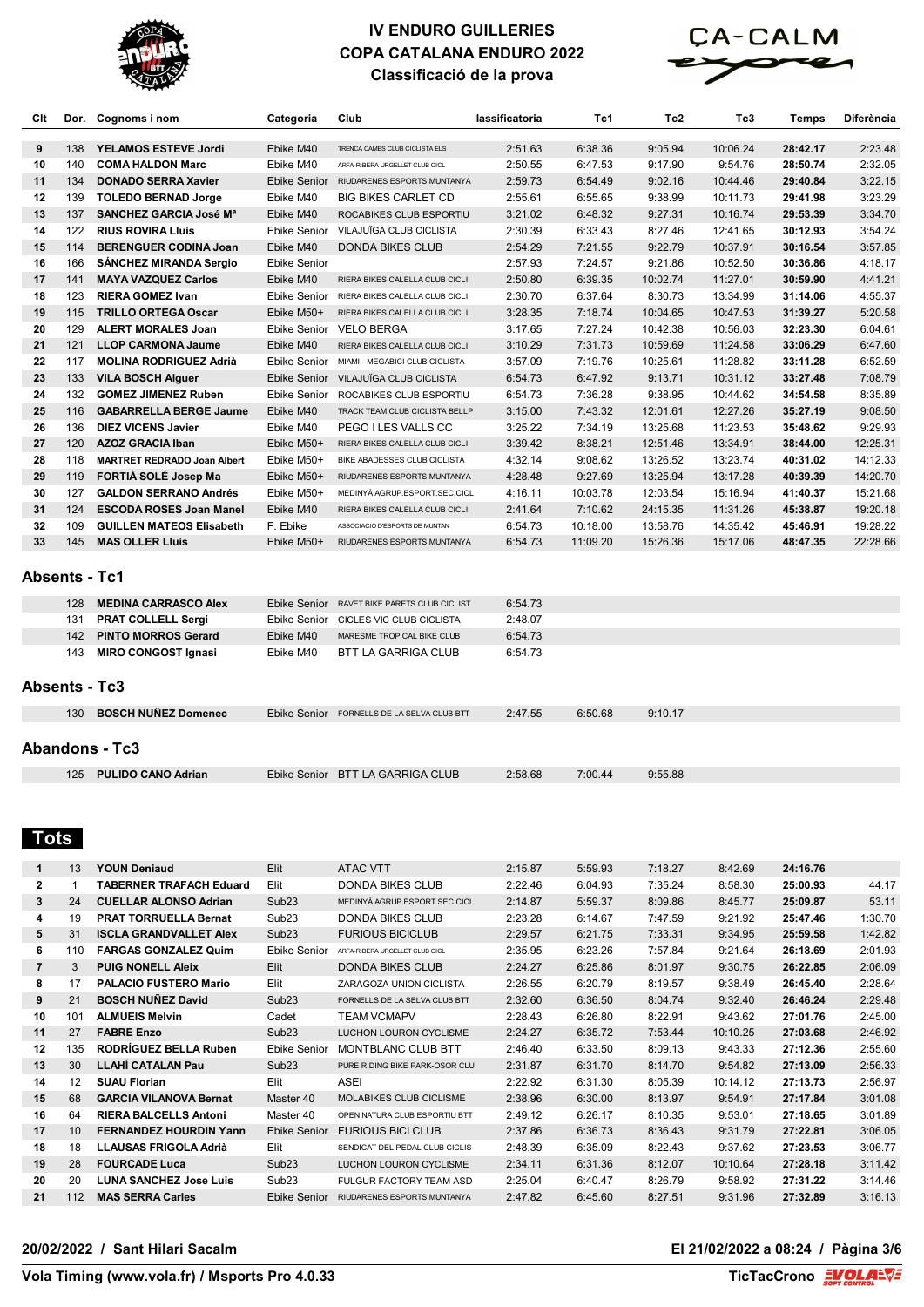# IV ENDURO GUILLERIES
## COPA CATALANA ENDURO 2022
### Classificació de la prova

| Clt | Dor. | Cognoms i nom | Categoria | Club | lassificatoria | Tc1 | Tc2 | Tc3 | Temps | Diferència |
|---|---|---|---|---|---|---|---|---|---|---|
| 9 | 138 | **YELAMOS ESTEVE Jordi** | Ebike M40 | TRENCA CAMES CLUB CICLISTA ELS | 2:51.63 | 6:38.36 | 9:05.94 | 10:06.24 | **28:42.17** | 2:23.48 |
| 10 | 140 | **COMA HALDON Marc** | Ebike M40 | ARFA-RIBERA URGELLET CLUB CICL | 2:50.55 | 6:47.53 | 9:17.90 | 9:54.76 | **28:50.74** | 2:32.05 |
| 11 | 134 | **DONADO SERRA Xavier** | Ebike Senior | RIUDARENES ESPORTS MUNTANYA | 2:59.73 | 6:54.49 | 9:02.16 | 10:44.46 | **29:40.84** | 3:22.15 |
| 12 | 139 | **TOLEDO BERNAD Jorge** | Ebike M40 | BIG BIKES CARLET CD | 2:55.61 | 6:55.65 | 9:38.99 | 10:11.73 | **29:41.98** | 3:23.29 |
| 13 | 137 | **SANCHEZ GARCIA José Mª** | Ebike M40 | ROCABIKES CLUB ESPORTIU | 3:21.02 | 6:48.32 | 9:27.31 | 10:16.74 | **29:53.39** | 3:34.70 |
| 14 | 122 | **RIUS ROVIRA Lluis** | Ebike Senior | VILAJUÏGA CLUB CICLISTA | 2:30.39 | 6:33.43 | 8:27.46 | 12:41.65 | **30:12.93** | 3:54.24 |
| 15 | 114 | **BERENGUER CODINA Joan** | Ebike M40 | DONDA BIKES CLUB | 2:54.29 | 7:21.55 | 9:22.79 | 10:37.91 | **30:16.54** | 3:57.85 |
| 16 | 166 | **SÁNCHEZ MIRANDA Sergio** | Ebike Senior | | 2:57.93 | 7:24.57 | 9:21.86 | 10:52.50 | **30:36.86** | 4:18.17 |
| 17 | 141 | **MAYA VAZQUEZ Carlos** | Ebike M40 | RIERA BIKES CALELLA CLUB CICLI | 2:50.80 | 6:39.35 | 10:02.74 | 11:27.01 | **30:59.90** | 4:41.21 |
| 18 | 123 | **RIERA GOMEZ Ivan** | Ebike Senior | RIERA BIKES CALELLA CLUB CICLI | 2:30.70 | 6:37.64 | 8:30.73 | 13:34.99 | **31:14.06** | 4:55.37 |
| 19 | 115 | **TRILLO ORTEGA Oscar** | Ebike M50+ | RIERA BIKES CALELLA CLUB CICLI | 3:28.35 | 7:18.74 | 10:04.65 | 10:47.53 | **31:39.27** | 5:20.58 |
| 20 | 129 | **ALERT MORALES Joan** | Ebike Senior | VELO BERGA | 3:17.65 | 7:27.24 | 10:42.38 | 10:56.03 | **32:23.30** | 6:04.61 |
| 21 | 121 | **LLOP CARMONA Jaume** | Ebike M40 | RIERA BIKES CALELLA CLUB CICLI | 3:10.29 | 7:31.73 | 10:59.69 | 11:24.58 | **33:06.29** | 6:47.60 |
| 22 | 117 | **MOLINA RODRIGUEZ Adrià** | Ebike Senior | MIAMI - MEGABICI CLUB CICLISTA | 3:57.09 | 7:19.76 | 10:25.61 | 11:28.82 | **33:11.28** | 6:52.59 |
| 23 | 133 | **VILA BOSCH Alguer** | Ebike Senior | VILAJUÏGA CLUB CICLISTA | 6:54.73 | 6:47.92 | 9:13.71 | 10:31.12 | **33:27.48** | 7:08.79 |
| 24 | 132 | **GOMEZ JIMENEZ Ruben** | Ebike Senior | ROCABIKES CLUB ESPORTIU | 6:54.73 | 7:36.28 | 9:38.95 | 10:44.62 | **34:54.58** | 8:35.89 |
| 25 | 116 | **GABARRELLA BERGE Jaume** | Ebike M40 | TRACK TEAM CLUB CICLISTA BELLP | 3:15.00 | 7:43.32 | 12:01.61 | 12:27.26 | **35:27.19** | 9:08.50 |
| 26 | 136 | **DIEZ VICENS Javier** | Ebike M40 | PEGO I LES VALLS CC | 3:25.22 | 7:34.19 | 13:25.68 | 11:23.53 | **35:48.62** | 9:29.93 |
| 27 | 120 | **AZOZ GRACIA Iban** | Ebike M50+ | RIERA BIKES CALELLA CLUB CICLI | 3:39.42 | 8:38.21 | 12:51.46 | 13:34.91 | **38:44.00** | 12:25.31 |
| 28 | 118 | **MARTRET REDRADO Joan Albert** | Ebike M50+ | BIKE ABADESSES CLUB CICLISTA | 4:32.14 | 9:08.62 | 13:26.52 | 13:23.74 | **40:31.02** | 14:12.33 |
| 29 | 119 | **FORTIÀ SOLÉ Josep Ma** | Ebike M50+ | RIUDARENES ESPORTS MUNTANYA | 4:28.48 | 9:27.69 | 13:25.94 | 13:17.28 | **40:39.39** | 14:20.70 |
| 30 | 127 | **GIRALDO SERRANO Andrés** | Ebike M50+ | MEDINYÀ AGRUP.ESPORT.SEC.CICL | 4:16.11 | 10:03.78 | 12:03.54 | 15:16.94 | **41:40.37** | 15:21.68 |
| 31 | 124 | **ESCODA ROSES Joan Manel** | Ebike M40 | RIERA BIKES CALELLA CLUB CICLI | 2:41.64 | 7:10.62 | 24:15.35 | 11:31.26 | **45:38.87** | 19:20.18 |
| 32 | 109 | **GUILLEN MATEOS Elisabeth** | F. Ebike | ASSOCIACIÓ D'ESPORTS DE MUNTAN | 6:54.73 | 10:18.00 | 13:58.76 | 14:35.42 | **45:46.91** | 19:28.22 |
| 33 | 145 | **MAS OLLER Lluis** | Ebike M50+ | RIUDARENES ESPORTS MUNTANYA | 6:54.73 | 11:09.20 | 15:26.36 | 15:17.06 | **48:47.35** | 22:28.66 |

## Absents - Tc1

| Dor. | Cognoms i nom | Categoria | Club | lassificatoria |
|---|---|---|---|---|
| 128 | **MEDINA CARRASCO Alex** | Ebike Senior | RAVET BIKE PARETS CLUB CICLIST | 6:54.73 |
| 131 | **PRAT COLLELL Sergi** | Ebike Senior | CICLES VIC CLUB CICLISTA | 2:48.07 |
| 142 | **PINTO MORROS Gerard** | Ebike M40 | MARESME TROPICAL BIKE CLUB | 6:54.73 |
| 143 | **MIRO CONGOST Ignasi** | Ebike M40 | BTT LA GARRIGA CLUB | 6:54.73 |

## Absents - Tc3

| Dor. | Cognoms i nom | Categoria | Club | lassificatoria | Tc1 | Tc2 |
|---|---|---|---|---|---|---|
| 130 | **BOSCH NUÑEZ Domenec** | Ebike Senior | FORNELLS DE LA SELVA CLUB BTT | 2:47.55 | 6:50.68 | 9:10.17 |

## Abandons - Tc3

| Dor. | Cognoms i nom | Categoria | Club | lassificatoria | Tc1 | Tc2 |
|---|---|---|---|---|---|---|
| 125 | **PULIDO CANO Adrian** | Ebike Senior | BTT LA GARRIGA CLUB | 2:58.68 | 7:00.44 | 9:55.88 |

## Tots

| Clt | Dor. | Cognoms i nom | Categoria | Club | lassificatoria | Tc1 | Tc2 | Tc3 | Temps | Diferència |
|---|---|---|---|---|---|---|---|---|---|---|
| 1 | 13 | **YOUN Deniaud** | Elit | ATAC VTT | 2:15.87 | 5:59.93 | 7:18.27 | 8:42.69 | **24:16.76** | |
| 2 | 1 | **TABERNER TRAFACH Eduard** | Elit | DONDA BIKES CLUB | 2:22.46 | 6:04.93 | 7:35.24 | 8:58.30 | **25:00.93** | 44.17 |
| 3 | 24 | **CUELLAR ALONSO Adrian** | Sub23 | MEDINYÀ AGRUP.ESPORT.SEC.CICL | 2:14.87 | 5:59.37 | 8:09.86 | 8:45.77 | **25:09.87** | 53.11 |
| 4 | 19 | **PRAT TORRUELLA Bernat** | Sub23 | DONDA BIKES CLUB | 2:23.28 | 6:14.67 | 7:47.59 | 9:21.92 | **25:47.46** | 1:30.70 |
| 5 | 31 | **ISCLA GRANDVALLET Alex** | Sub23 | FURIOUS BICICLUB | 2:29.57 | 6:21.75 | 7:33.31 | 9:34.95 | **25:59.58** | 1:42.82 |
| 6 | 110 | **FARGAS GONZALEZ Quim** | Ebike Senior | ARFA-RIBERA URGELLET CLUB CICL | 2:35.95 | 6:23.26 | 7:57.84 | 9:21.64 | **26:18.69** | 2:01.93 |
| 7 | 3 | **PUIG NONELL Aleix** | Elit | DONDA BIKES CLUB | 2:24.27 | 6:25.86 | 8:01.97 | 9:30.75 | **26:22.85** | 2:06.09 |
| 8 | 17 | **PALACIO FUSTERO Mario** | Elit | ZARAGOZA UNION CICLISTA | 2:26.55 | 6:20.79 | 8:19.57 | 9:38.49 | **26:45.40** | 2:28.64 |
| 9 | 21 | **BOSCH NUÑEZ David** | Sub23 | FORNELLS DE LA SELVA CLUB BTT | 2:32.60 | 6:36.50 | 8:04.74 | 9:32.40 | **26:46.24** | 2:29.48 |
| 10 | 101 | **ALMUEIS Melvin** | Cadet | TEAM VCMAPV | 2:28.43 | 6:26.80 | 8:22.91 | 9:43.62 | **27:01.76** | 2:45.00 |
| 11 | 27 | **FABRE Enzo** | Sub23 | LUCHON LOURON CYCLISME | 2:24.27 | 6:35.72 | 7:53.44 | 10:10.25 | **27:03.68** | 2:46.92 |
| 12 | 135 | **RODRÍGUEZ BELLA Ruben** | Ebike Senior | MONTBLANC CLUB BTT | 2:46.40 | 6:33.50 | 8:09.13 | 9:43.33 | **27:12.36** | 2:55.60 |
| 13 | 30 | **LLAHÍ CATALAN Pau** | Sub23 | PURE RIDING BIKE PARK-OSOR CLU | 2:31.87 | 6:31.70 | 8:14.70 | 9:54.82 | **27:13.09** | 2:56.33 |
| 14 | 12 | **SUAU Florian** | Elit | ASEI | 2:22.92 | 6:31.30 | 8:05.39 | 10:14.12 | **27:13.73** | 2:56.97 |
| 15 | 68 | **GARCIA VILANOVA Bernat** | Master 40 | MOLABIKES CLUB CICLISME | 2:38.96 | 6:30.00 | 8:13.97 | 9:54.91 | **27:17.84** | 3:01.08 |
| 16 | 64 | **RIERA BALCELLS Antoni** | Master 40 | OPEN NATURA CLUB ESPORTIU BTT | 2:49.12 | 6:26.17 | 8:10.35 | 9:53.01 | **27:18.65** | 3:01.89 |
| 17 | 10 | **FERNANDEZ HOURDIN Yann** | Ebike Senior | FURIOUS BICI CLUB | 2:37.86 | 6:36.73 | 8:36.43 | 9:31.79 | **27:22.81** | 3:06.05 |
| 18 | 18 | **LLAUSAS FRIGOLA Adrià** | Elit | SENDICAT DEL PEDAL CLUB CICLIS | 2:48.39 | 6:35.09 | 8:22.43 | 9:37.62 | **27:23.53** | 3:06.77 |
| 19 | 28 | **FOURCADE Luca** | Sub23 | LUCHON LOURON CYCLISME | 2:34.11 | 6:31.36 | 8:12.07 | 10:10.64 | **27:28.18** | 3:11.42 |
| 20 | 20 | **LUNA SANCHEZ Jose Luis** | Sub23 | FULGUR FACTORY TEAM ASD | 2:25.04 | 6:40.47 | 8:26.79 | 9:58.92 | **27:31.22** | 3:14.46 |
| 21 | 112 | **MAS SERRA Carles** | Ebike Senior | RIUDARENES ESPORTS MUNTANYA | 2:47.82 | 6:45.60 | 8:27.51 | 9:31.96 | **27:32.89** | 3:16.13 |

**20/02/2022 / Sant Hilari Sacalm**

**El 21/02/2022 a 08:24**

**Vola Timing (www.vola.fr) / Msports Pro 4.0.33**

**TicTacCrono**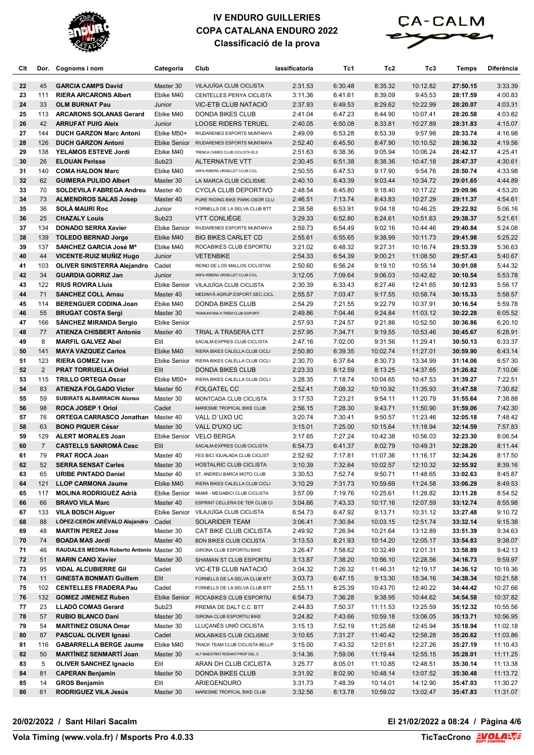# IV ENDURO GUILLERIES
## COPA CATALANA ENDURO 2022
### Classificació de la prova

| Clt | Dor. | Cognoms i nom | Categoria | Club | lassificatoria | Tc1 | Tc2 | Tc3 | Temps | Diferència |
|---|---|---|---|---|---|---|---|---|---|---|
| 22 | 45 | **GARCIA CAMPS David** | Master 30 | VILAJUÏGA CLUB CICLISTA | 2:31.53 | 6:30.48 | 8:35.32 | 10:12.82 | **27:50.15** | 3:33.39 |
| 23 | 111 | **RIERA ARCARONS Albert** | Ebike M40 | CENTELLES PENYA CICLISTA | 3:11.36 | 6:41.61 | 8:39.09 | 9:45.53 | **28:17.59** | 4:00.83 |
| 24 | 33 | **OLM BURNAT Pau** | Junior | VIC-ETB CLUB NATACIÓ | 2:37.93 | 6:49.53 | 8:29.62 | 10:22.99 | **28:20.07** | 4:03.31 |
| 25 | 113 | **ARCARONS SOLANAS Gerard** | Ebike M40 | DONDA BIKES CLUB | 2:41.04 | 6:47.23 | 8:44.90 | 10:07.41 | **28:20.58** | 4:03.82 |
| 26 | 42 | **ARRUFAT PUIG Aleix** | Junior | LOOSE RIDERS TERUEL | 2:40.05 | 6:50.08 | 8:33.81 | 10:27.89 | **28:31.83** | 4:15.07 |
| 27 | 144 | **DUCH GARZON Marc Antoni** | Ebike M50+ | RIUDARENES ESPORTS MUNTANYA | 2:49.09 | 6:53.28 | 8:53.39 | 9:57.98 | **28:33.74** | 4:16.98 |
| 28 | 126 | **DUCH GARZON Antoni** | Ebike Senior | RIUDARENES ESPORTS MUNTANYA | 2:52.40 | 6:45.50 | 8:47.90 | 10:10.52 | **28:36.32** | 4:19.56 |
| 29 | 138 | **YELAMOS ESTEVE Jordi** | Ebike M40 | TRENCA CAMES CLUB CICLISTA ELS | 2:51.63 | 6:38.36 | 9:05.94 | 10:06.24 | **28:42.17** | 4:25.41 |
| 30 | 26 | **ELOUAN Perisse** | Sub23 | ALTERNATIVE VTT | 2:30.45 | 6:51.38 | 8:38.36 | 10:47.18 | **28:47.37** | 4:30.61 |
| 31 | 140 | **COMA HALDON Marc** | Ebike M40 | ARFA-RIBERA URGELLET CLUB CICL | 2:50.55 | 6:47.53 | 9:17.90 | 9:54.76 | **28:50.74** | 4:33.98 |
| 32 | 62 | **GUIMERA PULIDO Albert** | Master 30 | LA MARCA CLUB CICLISME | 2:40.10 | 6:43.39 | 9:03.44 | 10:34.72 | **29:01.65** | 4:44.89 |
| 33 | 70 | **SOLDEVILA FABREGA Andreu** | Master 40 | CYCLA CLUB DEPORTIVO | 2:48.54 | 6:45.80 | 9:18.40 | 10:17.22 | **29:09.96** | 4:53.20 |
| 34 | 73 | **ALMENDROS SALAS Josep** | Master 40 | PURE RIDING BIKE PARK-OSOR CLU | 2:46.51 | 7:13.74 | 8:43.83 | 10:27.29 | **29:11.37** | 4:54.61 |
| 35 | 36 | **SOLÀ MAURI Roc** | Junior | FORNELLS DE LA SELVA CLUB BTT | 2:38.58 | 6:53.91 | 9:04.18 | 10:46.25 | **29:22.92** | 5:06.16 |
| 36 | 25 | **CHAZALY Louis** | Sub23 | VTT CONLIÈGE | 3:29.33 | 6:52.80 | 8:24.61 | 10:51.63 | **29:38.37** | 5:21.61 |
| 37 | 134 | **DONADO SERRA Xavier** | Ebike Senior | RIUDARENES ESPORTS MUNTANYA | 2:59.73 | 6:54.49 | 9:02.16 | 10:44.46 | **29:40.84** | 5:24.08 |
| 38 | 139 | **TOLEDO BERNAD Jorge** | Ebike M40 | BIG BIKES CARLET CD | 2:55.61 | 6:55.65 | 9:38.99 | 10:11.73 | **29:41.98** | 5:25.22 |
| 39 | 137 | **SANCHEZ GARCIA José Mª** | Ebike M40 | ROCABIKES CLUB ESPORTIU | 3:21.02 | 6:48.32 | 9:27.31 | 10:16.74 | **29:53.39** | 5:36.63 |
| 40 | 44 | **VICENTE-RUIZ MUÑIZ Hugo** | Junior | VETENBIKE | 2:54.33 | 6:54.39 | 9:00.21 | 11:08.50 | **29:57.43** | 5:40.67 |
| 41 | 103 | **OLIVER SINISTERRA Alejandro** | Cadet | REINO DE LOS MALLOS CICLISTAS | 2:50.60 | 6:56.24 | 9:19.10 | 10:55.14 | **30:01.08** | 5:44.32 |
| 42 | 34 | **GUARDIA GORRIZ Jan** | Junior | ARFA-RIBERA URGELLET CLUB CICL | 3:12.05 | 7:09.64 | 9:06.03 | 10:42.82 | **30:10.54** | 5:53.78 |
| 43 | 122 | **RIUS ROVIRA Lluis** | Ebike Senior | VILAJUÏGA CLUB CICLISTA | 2:30.39 | 6:33.43 | 8:27.46 | 12:41.65 | **30:12.93** | 5:56.17 |
| 44 | 71 | **SANCHEZ COLL Arnau** | Master 40 | MEDINYÀ AGRUP.ESPORT.SEC.CICL | 2:55.57 | 7:03.47 | 9:17.55 | 10:58.74 | **30:15.33** | 5:58.57 |
| 45 | 114 | **BERENGUER CODINA Joan** | Ebike M40 | DONDA BIKES CLUB | 2:54.29 | 7:21.55 | 9:22.79 | 10:37.91 | **30:16.54** | 5:59.78 |
| 46 | 55 | **BRUGAT COSTA Sergi** | Master 30 | TRAMUNTANA X-TREM CLUB ESPORTI | 2:49.86 | 7:04.46 | 9:24.84 | 11:03.12 | **30:22.28** | 6:05.52 |
| 47 | 166 | **SÁNCHEZ MIRANDA Sergio** | Ebike Senior | | 2:57.93 | 7:24.57 | 9:21.86 | 10:52.50 | **30:36.86** | 6:20.10 |
| 48 | 77 | **ATIENZA CHISBERT Antonio** | Master 40 | TRIAL A TRASERA CTT | 2:57.95 | 7:34.71 | 9:19.55 | 10:53.46 | **30:45.67** | 6:28.91 |
| 49 | 8 | **MARFIL GALVEZ Abel** | Elit | SACALM-EXPRES CLUB CICLISTA | 2:47.16 | 7:02.00 | 9:31.56 | 11:29.41 | **30:50.13** | 6:33.37 |
| 50 | 141 | **MAYA VAZQUEZ Carlos** | Ebike M40 | RIERA BIKES CALELLA CLUB CICLI | 2:50.80 | 6:39.35 | 10:02.74 | 11:27.01 | **30:59.90** | 6:43.14 |
| 51 | 123 | **RIERA GOMEZ Ivan** | Ebike Senior | RIERA BIKES CALELLA CLUB CICLI | 2:30.70 | 6:37.64 | 8:30.73 | 13:34.99 | **31:14.06** | 6:57.30 |
| 52 | 2 | **PRAT TORRUELLA Oriol** | Elit | DONDA BIKES CLUB | 2:23.33 | 6:12.59 | 8:13.25 | 14:37.65 | **31:26.82** | 7:10.06 |
| 53 | 115 | **TRILLO ORTEGA Oscar** | Ebike M50+ | RIERA BIKES CALELLA CLUB CICLI | 3:28.35 | 7:18.74 | 10:04.65 | 10:47.53 | **31:39.27** | 7:22.51 |
| 54 | 83 | **ATIENZA FOLGADO Victor** | Master 50 | FOLGATEL CC | 2:52.41 | 7:08.32 | 10:10.92 | 11:35.93 | **31:47.58** | 7:30.82 |
| 55 | 59 | **SUBIRATS ALBARRACIN Alonso** | Master 30 | MONTCADA CLUB CICLISTA | 3:17.53 | 7:23.21 | 9:54.11 | 11:20.79 | **31:55.64** | 7:38.88 |
| 56 | 98 | **ROCA JOSEP 1 Oriol** | Cadet | MARESME TROPICAL BIKE CLUB | 2:56.15 | 7:28.30 | 9:43.71 | 11:50.90 | **31:59.06** | 7:42.30 |
| 57 | 76 | **ORTEGA CARRASCO Jonathan** | Master 40 | VALL D´UXO UC | 3:20.74 | 7:30.41 | 9:50.57 | 11:23.46 | **32:05.18** | 7:48.42 |
| 58 | 63 | **BONO PIQUER César** | Master 30 | VALL D'UXO UC | 3:15.01 | 7:25.00 | 10:15.64 | 11:18.94 | **32:14.59** | 7:57.83 |
| 59 | 129 | **ALERT MORALES Joan** | Ebike Senior | VELO BERGA | 3:17.65 | 7:27.24 | 10:42.38 | 10:56.03 | **32:23.30** | 8:06.54 |
| 60 | 7 | **CASTELLS SANROMÀ Cesc** | Elit | SACALM-EXPRES CLUB CICLISTA | 6:54.73 | 6:41.37 | 8:02.79 | 10:49.31 | **32:28.20** | 8:11.44 |
| 61 | 79 | **PRAT ROCA Joan** | Master 40 | FES BICI IGUALADA CLUB CICLIST | 2:52.92 | 7:17.81 | 11:07.36 | 11:16.17 | **32:34.26** | 8:17.50 |
| 62 | 52 | **SERRA SENSAT Carles** | Master 30 | HOSTALRIC CLUB CICLISTA | 3:10.39 | 7:32.64 | 10:02.57 | 12:10.32 | **32:55.92** | 8:39.16 |
| 63 | 65 | **URIBE PINTADO Daniel** | Master 40 | ST. ANDREU BARCA MOTO CLUB | 3:30.53 | 7:52.74 | 9:50.71 | 11:48.65 | **33:02.63** | 8:45.87 |
| 64 | 121 | **LLOP CARMONA Jaume** | Ebike M40 | RIERA BIKES CALELLA CLUB CICLI | 3:10.29 | 7:31.73 | 10:59.69 | 11:24.58 | **33:06.29** | 8:49.53 |
| 65 | 117 | **MOLINA RODRIGUEZ Adrià** | Ebike Senior | MIAMI - MEGABICI CLUB CICLISTA | 3:57.09 | 7:19.76 | 10:25.61 | 11:28.82 | **33:11.28** | 8:54.52 |
| 66 | 66 | **BRAVO VILA Marc** | Master 40 | ESPRINT CELLERA DE TER CLUB CI | 3:04.66 | 7:43.33 | 10:17.16 | 12:07.59 | **33:12.74** | 8:55.98 |
| 67 | 133 | **VILA BOSCH Alguer** | Ebike Senior | VILAJUÏGA CLUB CICLISTA | 6:54.73 | 6:47.92 | 9:13.71 | 10:31.12 | **33:27.48** | 9:10.72 |
| 68 | 88 | **LÓPEZ-CERÓN ARÉVALO Alejandro** | Cadet | SOLARIDER TEAM | 3:06.41 | 7:30.84 | 10:03.15 | 12:51.74 | **33:32.14** | 9:15.38 |
| 69 | 48 | **MARTIN PEREZ Jose** | Master 30 | CAT BIKE CLUB CICLISTA | 2:49.92 | 7:26.94 | 10:21.64 | 13:12.89 | **33:51.39** | 9:34.63 |
| 70 | 74 | **BOADA MAS Jordi** | Master 40 | BDN BIKES CLUB CICLISTA | 3:13.53 | 8:21.93 | 10:14.20 | 12:05.17 | **33:54.83** | 9:38.07 |
| 71 | 46 | **RAUDALES MEDINA Roberto Antonio** | Master 30 | GIRONA CLUB ESPORTIU BIKE | 3:26.47 | 7:58.62 | 10:32.49 | 12:01.31 | **33:58.89** | 9:42.13 |
| 72 | 51 | **MARIN CANO Xavier** | Master 30 | SHAMAN ST CLUB ESPORTIU | 3:13.87 | 7:38.20 | 10:56.10 | 12:28.56 | **34:16.73** | 9:59.97 |
| 73 | 95 | **VIDAL ALCUBIERRE Gil** | Cadet | VIC-ETB CLUB NATACIÓ | 3:04.32 | 7:26.32 | 11:46.31 | 12:19.17 | **34:36.12** | 10:19.36 |
| 74 | 11 | **GINESTA BONMATI Guillem** | Elit | FORNELLS DE LA SELVA CLUB BTT | 3:03.73 | 6:47.15 | 9:13.30 | 15:34.16 | **34:38.34** | 10:21.58 |
| 75 | 102 | **CENTELLES FRADERA Pau** | Cadet | FORNELLS DE LA SELVA CLUB BTT | 2:55.11 | 8:25.39 | 10:43.70 | 12:40.22 | **34:44.42** | 10:27.66 |
| 76 | 132 | **GOMEZ JIMENEZ Ruben** | Ebike Senior | ROCABIKES CLUB ESPORTIU | 6:54.73 | 7:36.28 | 9:38.95 | 10:44.62 | **34:54.58** | 10:37.82 |
| 77 | 23 | **LLADÓ COMAS Gerard** | Sub23 | PREMIA DE DALT C.C. BTT | 2:44.83 | 7:50.37 | 11:11.53 | 13:25.59 | **35:12.32** | 10:55.56 |
| 78 | 57 | **RUBIO BLANCO Dani** | Master 30 | GIRONA CLUB ESPORTIU BIKE | 3:24.82 | 7:43.66 | 10:59.18 | 13:06.05 | **35:13.71** | 10:56.95 |
| 79 | 54 | **MARTINEZ OSUNA Omar** | Master 30 | LLUÇANÈS UNIÓ CICLISTA | 3:15.13 | 7:52.19 | 11:25.68 | 12:45.94 | **35:18.94** | 11:02.18 |
| 80 | 87 | **PASCUAL OLIVER Ignasi** | Cadet | MOLABIKES CLUB CICLISME | 3:10.65 | 7:31.27 | 11:40.42 | 12:58.28 | **35:20.62** | 11:03.86 |
| 81 | 116 | **GABARRELLA BERGE Jaume** | Ebike M40 | TRACK TEAM CLUB CICLISTA BELLP | 3:15.00 | 7:43.32 | 12:01.61 | 12:27.26 | **35:27.19** | 11:10.43 |
| 82 | 50 | **MARTÍNEZ SENMARTÍ Joan** | Master 30 | ALT MAESTRAT RODANT PROP DEL C | 3:14.36 | 7:59.06 | 11:19.44 | 12:55.15 | **35:28.01** | 11:11.25 |
| 83 | 5 | **OLIVER SANCHEZ Ignacio** | Elit | ARAN DH CLUB CICLISTA | 3:25.77 | 8:05.01 | 11:10.85 | 12:48.51 | **35:30.14** | 11:13.38 |
| 84 | 81 | **CAPERAN Benjamin** | Master 50 | DONDA BIKES CLUB | 3:31.92 | 8:02.90 | 10:48.14 | 13:07.52 | **35:30.48** | 11:13.72 |
| 85 | 14 | **GROS Benjamin** | Elit | ARIEGENDURO | 3:31.73 | 7:48.39 | 10:14.01 | 14:12.90 | **35:47.03** | 11:30.27 |
| 86 | 61 | **RODRIGUEZ VILA Jesús** | Master 30 | MARESME TROPICAL BIKE CLUB | 3:32.56 | 8:13.78 | 10:59.02 | 13:02.47 | **35:47.83** | 11:31.07 |

**20/02/2022 / Sant Hilari Sacalm**

**El 21/02/2022 a 08:24**

**Vola Timing (www.vola.fr) / Msports Pro 4.0.33**

**TicTacCrono**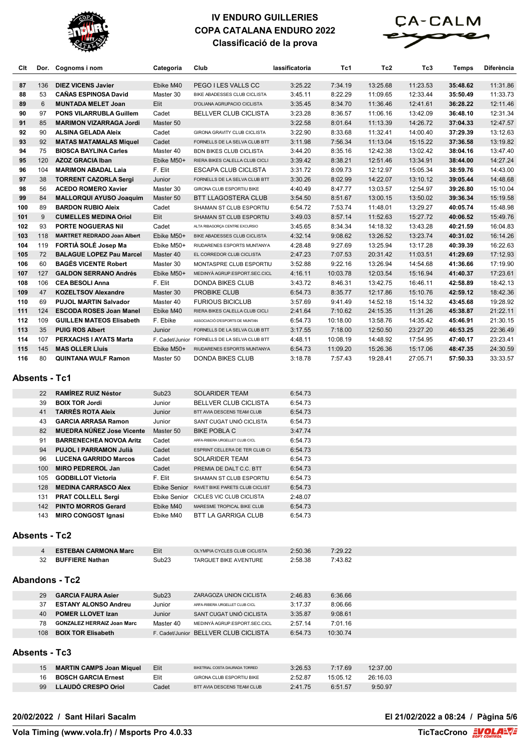# IV ENDURO GUILLERIES
## COPA CATALANA ENDURO 2022
### Classificació de la prova

| Clt | Dor. | Cognoms i nom | Categoria | Club | lassificatoria | Tc1 | Tc2 | Tc3 | Temps | Diferència |
|---|---|---|---|---|---|---|---|---|---|---|
| 87 | 136 | **DIEZ VICENS Javier** | Ebike M40 | PEGO I LES VALLS CC | 3:25.22 | 7:34.19 | 13:25.68 | 11:23.53 | **35:48.62** | 11:31.86 |
| 88 | 53 | **CAÑAS ESPINOSA David** | Master 30 | BIKE ABADESSES CLUB CICLISTA | 3:45.11 | 8:22.29 | 11:09.65 | 12:33.44 | **35:50.49** | 11:33.73 |
| 89 | 6 | **MUNTADA MELET Joan** | Elit | D'OLIANA AGRUPACIO CICLISTA | 3:35.45 | 8:34.70 | 11:36.46 | 12:41.61 | **36:28.22** | 12:11.46 |
| 90 | 97 | **PONS VILARRUBLA Guillem** | Cadet | BELLVER CLUB CICLISTA | 3:23.28 | 8:36.57 | 11:06.16 | 13:42.09 | **36:48.10** | 12:31.34 |
| 91 | 85 | **MARIMON VIZARRAGA Jordi** | Master 50 | | 3:22.58 | 8:01.64 | 11:13.39 | 14:26.72 | **37:04.33** | 12:47.57 |
| 92 | 90 | **ALSINA GELADA Aleix** | Cadet | GIRONA GRAVITY CLUB CICLISTA | 3:22.90 | 8:33.68 | 11:32.41 | 14:00.40 | **37:29.39** | 13:12.63 |
| 93 | 92 | **MATAS MATAMALAS Miquel** | Cadet | FORNELLS DE LA SELVA CLUB BTT | 3:11.98 | 7:56.34 | 11:13.04 | 15:15.22 | **37:36.58** | 13:19.82 |
| 94 | 75 | **BIOSCA BAYLINA Carles** | Master 40 | BDN BIKES CLUB CICLISTA | 3:44.20 | 8:35.16 | 12:42.38 | 13:02.42 | **38:04.16** | 13:47.40 |
| 95 | 120 | **AZOZ GRACIA Iban** | Ebike M50+ | RIERA BIKES CALELLA CLUB CICLI | 3:39.42 | 8:38.21 | 12:51.46 | 13:34.91 | **38:44.00** | 14:27.24 |
| 96 | 104 | **MARIMON ABADAL Laia** | F. Elit | ESCAPA CLUB CICLISTA | 3:31.72 | 8:09.73 | 12:12.97 | 15:05.34 | **38:59.76** | 14:43.00 |
| 97 | 38 | **TORRENT CAZORLA Sergi** | Junior | FORNELLS DE LA SELVA CLUB BTT | 3:30.26 | 8:02.99 | 14:22.07 | 13:10.12 | **39:05.44** | 14:48.68 |
| 98 | 56 | **ACEDO ROMERO Xavier** | Master 30 | GIRONA CLUB ESPORTIU BIKE | 4:40.49 | 8:47.77 | 13:03.57 | 12:54.97 | **39:26.80** | 15:10.04 |
| 99 | 84 | **MALLORQUI AYUSO Joaquim** | Master 50 | BTT LLAGOSTERA CLUB | 3:54.50 | 8:51.67 | 13:00.15 | 13:50.02 | **39:36.34** | 15:19.58 |
| 100 | 89 | **BARDON RUBIO Aleix** | Cadet | SHAMAN ST CLUB ESPORTIU | 6:54.72 | 7:53.74 | 11:48.01 | 13:29.27 | **40:05.74** | 15:48.98 |
| 101 | 9 | **CUMELLES MEDINA Oriol** | Elit | SHAMAN ST CLUB ESPORTIU | 3:49.03 | 8:57.14 | 11:52.63 | 15:27.72 | **40:06.52** | 15:49.76 |
| 102 | 93 | **PORTE NOGUERAS Nil** | Cadet | ALTA RIBAGORÇA CENTRE EXCURSIO | 3:45.65 | 8:34.34 | 14:18.32 | 13:43.28 | **40:21.59** | 16:04.83 |
| 103 | 118 | **MARTRET REDRADO Joan Albert** | Ebike M50+ | BIKE ABADESSES CLUB CICLISTA | 4:32.14 | 9:08.62 | 13:26.52 | 13:23.74 | **40:31.02** | 16:14.26 |
| 104 | 119 | **FORTIÀ SOLÉ Josep Ma** | Ebike M50+ | RIUDARENES ESPORTS MUNTANYA | 4:28.48 | 9:27.69 | 13:25.94 | 13:17.28 | **40:39.39** | 16:22.63 |
| 105 | 72 | **BALAGUE LOPEZ Pau Marcel** | Master 40 | EL CORREDOR CLUB CICLISTA | 2:47.23 | 7:07.53 | 20:31.42 | 11:03.51 | **41:29.69** | 17:12.93 |
| 106 | 60 | **BAGÉS VICENTE Robert** | Master 30 | MONTASPRE CLUB ESPORTIU | 3:52.88 | 9:22.16 | 13:26.94 | 14:54.68 | **41:36.66** | 17:19.90 |
| 107 | 127 | **GALDON SERRANO Andrés** | Ebike M50+ | MEDINYÀ AGRUP.ESPORT.SEC.CICL | 4:16.11 | 10:03.78 | 12:03.54 | 15:16.94 | **41:40.37** | 17:23.61 |
| 108 | 106 | **CEA BESOLI Anna** | F. Elit | DONDA BIKES CLUB | 3:43.72 | 8:46.31 | 13:42.75 | 16:46.11 | **42:58.89** | 18:42.13 |
| 109 | 47 | **KOZELTSOV Alexandre** | Master 30 | PROBIKE CLUB | 6:54.73 | 8:35.77 | 12:17.86 | 15:10.76 | **42:59.12** | 18:42.36 |
| 110 | 69 | **PUJOL MARTIN Salvador** | Master 40 | FURIOUS BICICLUB | 3:57.69 | 9:41.49 | 14:52.18 | 15:14.32 | **43:45.68** | 19:28.92 |
| 111 | 124 | **ESCODA ROSES Joan Manel** | Ebike M40 | RIERA BIKES CALELLA CLUB CICLI | 2:41.64 | 7:10.62 | 24:15.35 | 11:31.26 | **45:38.87** | 21:22.11 |
| 112 | 109 | **GUILLEN MATEOS Elisabeth** | F. Ebike | ASSOCIACIÓ D'ESPORTS DE MUNTAN | 6:54.73 | 10:18.00 | 13:58.76 | 14:35.42 | **45:46.91** | 21:30.15 |
| 113 | 35 | **PUIG ROS Albert** | Junior | FORNELLS DE LA SELVA CLUB BTT | 3:17.55 | 7:18.00 | 12:50.50 | 23:27.20 | **46:53.25** | 22:36.49 |
| 114 | 107 | **PERXACHS I AYATS Marta** | F. Cadet/Junior | FORNELLS DE LA SELVA CLUB BTT | 4:48.11 | 10:08.19 | 14:48.92 | 17:54.95 | **47:40.17** | 23:23.41 |
| 115 | 145 | **MAS OLLER Lluis** | Ebike M50+ | RIUDARENES ESPORTS MUNTANYA | 6:54.73 | 11:09.20 | 15:26.36 | 15:17.06 | **48:47.35** | 24:30.59 |
| 116 | 80 | **QUINTANA WULF Ramon** | Master 50 | DONDA BIKES CLUB | 3:18.78 | 7:57.43 | 19:28.41 | 27:05.71 | **57:50.33** | 33:33.57 |

## Absents - Tc1

| Dor. | Cognoms i nom | Categoria | Club | lassificatoria |
|---|---|---|---|---|
| 22 | **RAMÍREZ RUIZ Néstor** | Sub23 | SOLARIDER TEAM | 6:54.73 |
| 39 | **BOIX TOR Jordi** | Junior | BELLVER CLUB CICLISTA | 6:54.73 |
| 41 | **TARRÉS ROTA Aleix** | Junior | BTT AVIA DESCENS TEAM CLUB | 6:54.73 |
| 43 | **GARCIA ARRASA Ramon** | Junior | SANT CUGAT UNIÓ CICLISTA | 6:54.73 |
| 82 | **MUEDRA NÚÑEZ Jose Vicente** | Master 50 | BIKE POBLA C | 3:47.74 |
| 91 | **BARRENECHEA NOVOA Aritz** | Cadet | ARFA-RIBERA URGELLET CLUB CICL | 6:54.73 |
| 94 | **PUJOL I PARRAMON Julià** | Cadet | ESPRINT CELLERA DE TER CLUB CI | 6:54.73 |
| 96 | **LUCENA GARRIDO Marcos** | Cadet | SOLARIDER TEAM | 6:54.73 |
| 100 | **MIRO PEDREROL Jan** | Cadet | PREMIA DE DALT C.C. BTT | 6:54.73 |
| 105 | **GODBILLOT Victoria** | F. Elit | SHAMAN ST CLUB ESPORTIU | 6:54.73 |
| 128 | **MEDINA CARRASCO Alex** | Ebike Senior | RAVET BIKE PARETS CLUB CICLIST | 6:54.73 |
| 131 | **PRAT COLLELL Sergi** | Ebike Senior | CICLES VIC CLUB CICLISTA | 2:48.07 |
| 142 | **PINTO MORROS Gerard** | Ebike M40 | MARESME TROPICAL BIKE CLUB | 6:54.73 |
| 143 | **MIRO CONGOST Ignasi** | Ebike M40 | BTT LA GARRIGA CLUB | 6:54.73 |

## Absents - Tc2

| Dor. | Cognoms i nom | Categoria | Club | lassificatoria | Tc1 |
|---|---|---|---|---|---|
| 4 | **ESTEBAN CARMONA Marc** | Elit | OLYMPIA CYCLES CLUB CICLISTA | 2:50.36 | 7:29.22 |
| 32 | **BUFFIERE Nathan** | Sub23 | TARGUET BIKE AVENTURE | 2:58.38 | 7:43.82 |

## Abandons - Tc2

| Dor. | Cognoms i nom | Categoria | Club | lassificatoria | Tc1 |
|---|---|---|---|---|---|
| 29 | **GARCIA FAURA Asier** | Sub23 | ZARAGOZA UNION CICLISTA | 2:46.83 | 6:36.66 |
| 37 | **ESTANY ALONSO Andreu** | Junior | ARFA-RIBERA URGELLET CLUB CICL | 3:17.37 | 8:06.66 |
| 40 | **POMER LLOVET Izan** | Junior | SANT CUGAT UNIÓ CICLISTA | 3:35.87 | 9:08.61 |
| 78 | **GONZALEZ HERRAIZ Joan Marc** | Master 40 | MEDINYÀ AGRUP.ESPORT.SEC.CICL | 2:57.14 | 7:01.16 |
| 108 | **BOIX TOR Elisabeth** | F. Cadet/Junior | BELLVER CLUB CICLISTA | 6:54.73 | 10:30.74 |

## Absents - Tc3

| Dor. | Cognoms i nom | Categoria | Club | lassificatoria | Tc1 | Tc2 |
|---|---|---|---|---|---|---|
| 15 | **MARTIN CAMPS Joan Miquel** | Elit | BIKETRIAL COSTA DAURADA TORRED | 3:26.53 | 7:17.69 | 12:37.00 |
| 16 | **BOSCH GARCIA Ernest** | Elit | GIRONA CLUB ESPORTIU BIKE | 2:52.87 | 15:05.12 | 26:16.03 |
| 99 | **LLAUDÓ CRESPO Oriol** | Cadet | BTT AVIA DESCENS TEAM CLUB | 2:41.75 | 6:51.57 | 9:50.97 |

**20/02/2022 / Sant Hilari Sacalm**

**El 21/02/2022 a 08:24**

**Vola Timing (www.vola.fr) / Msports Pro 4.0.33**

**TicTacCrono**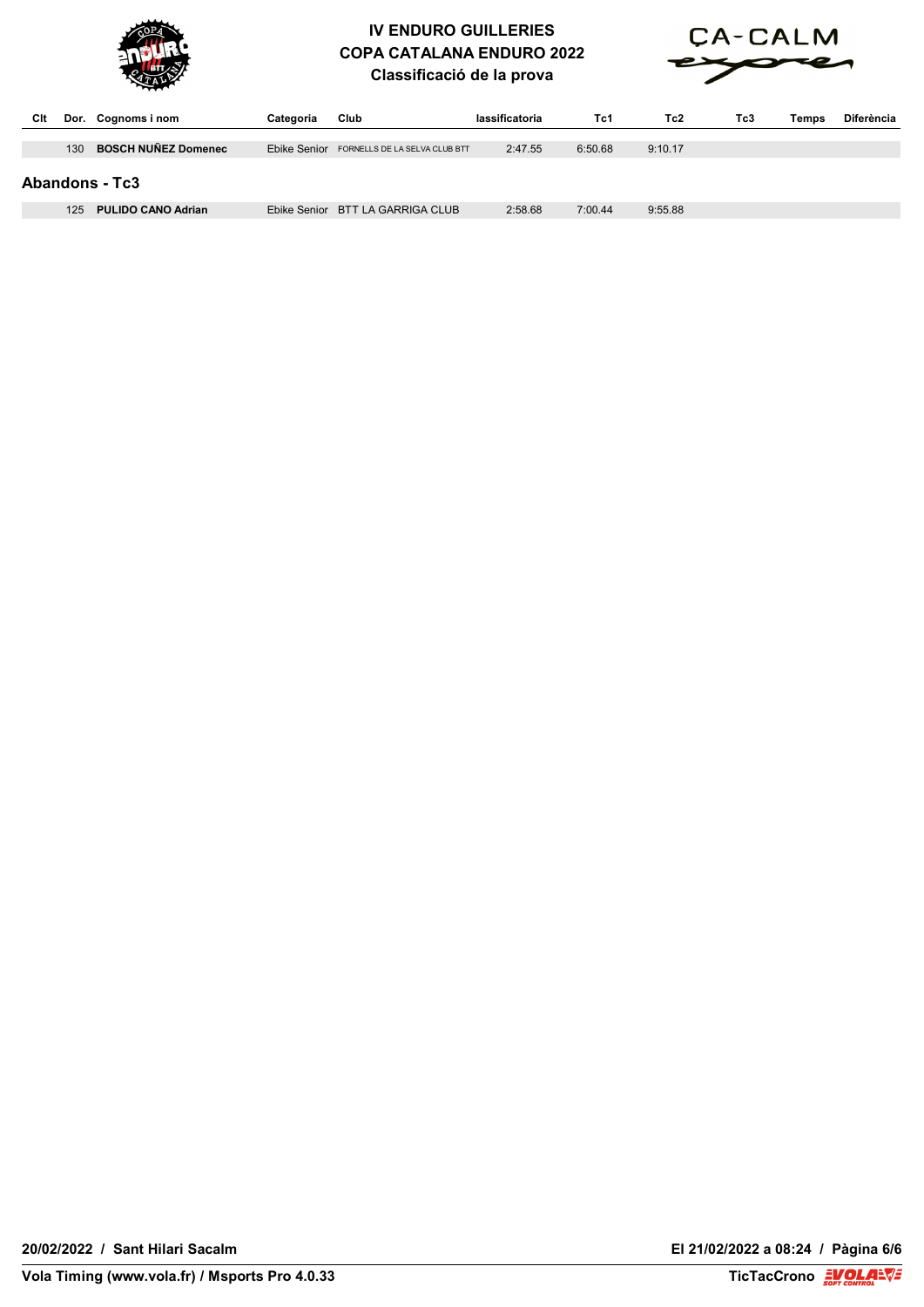# IV ENDURO GUILLERIES
## COPA CATALANA ENDURO 2022
### Classificació de la prova

| Clt | Dor. | Cognoms i nom | Categoria | Club | lassificatoria | Tc1 | Tc2 | Tc3 | Temps | Diferència |
|---|---|---|---|---|---|---|---|---|---|---|
| | 130 | **BOSCH NUÑEZ Domenec** | Ebike Senior | FORNELLS DE LA SELVA CLUB BTT | 2:47.55 | 6:50.68 | 9:10.17 | | | |

## Abandons - Tc3

| Clt | Dor. | Cognoms i nom | Categoria | Club | lassificatoria | Tc1 | Tc2 | Tc3 | Temps | Diferència |
|---|---|---|---|---|---|---|---|---|---|---|
| | 125 | **PULIDO CANO Adrian** | Ebike Senior | BTT LA GARRIGA CLUB | 2:58.68 | 7:00.44 | 9:55.88 | | | |

**20/02/2022 / Sant Hilari Sacalm**

**El 21/02/2022 a 08:24**

**Vola Timing (www.vola.fr) / Msports Pro 4.0.33**

**TicTacCrono**